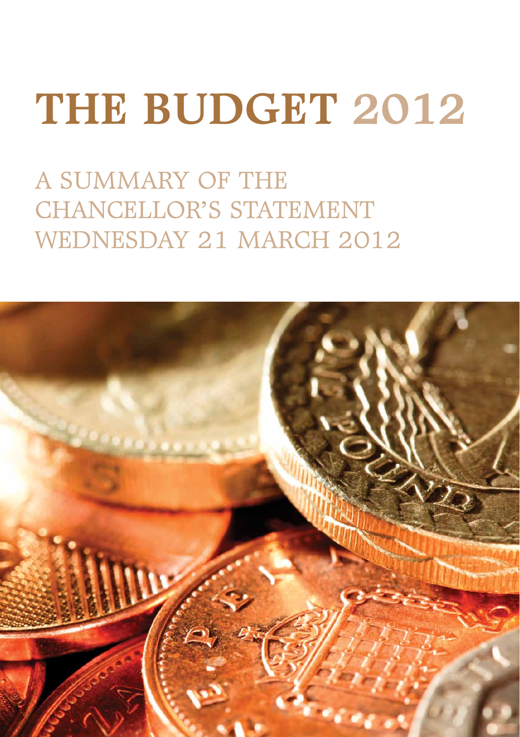# THE BUDGET 2012

## A SUMMARY OF THE CHANCELLOR'S STATEMENT WEDNESDAY 21 MARCH 2012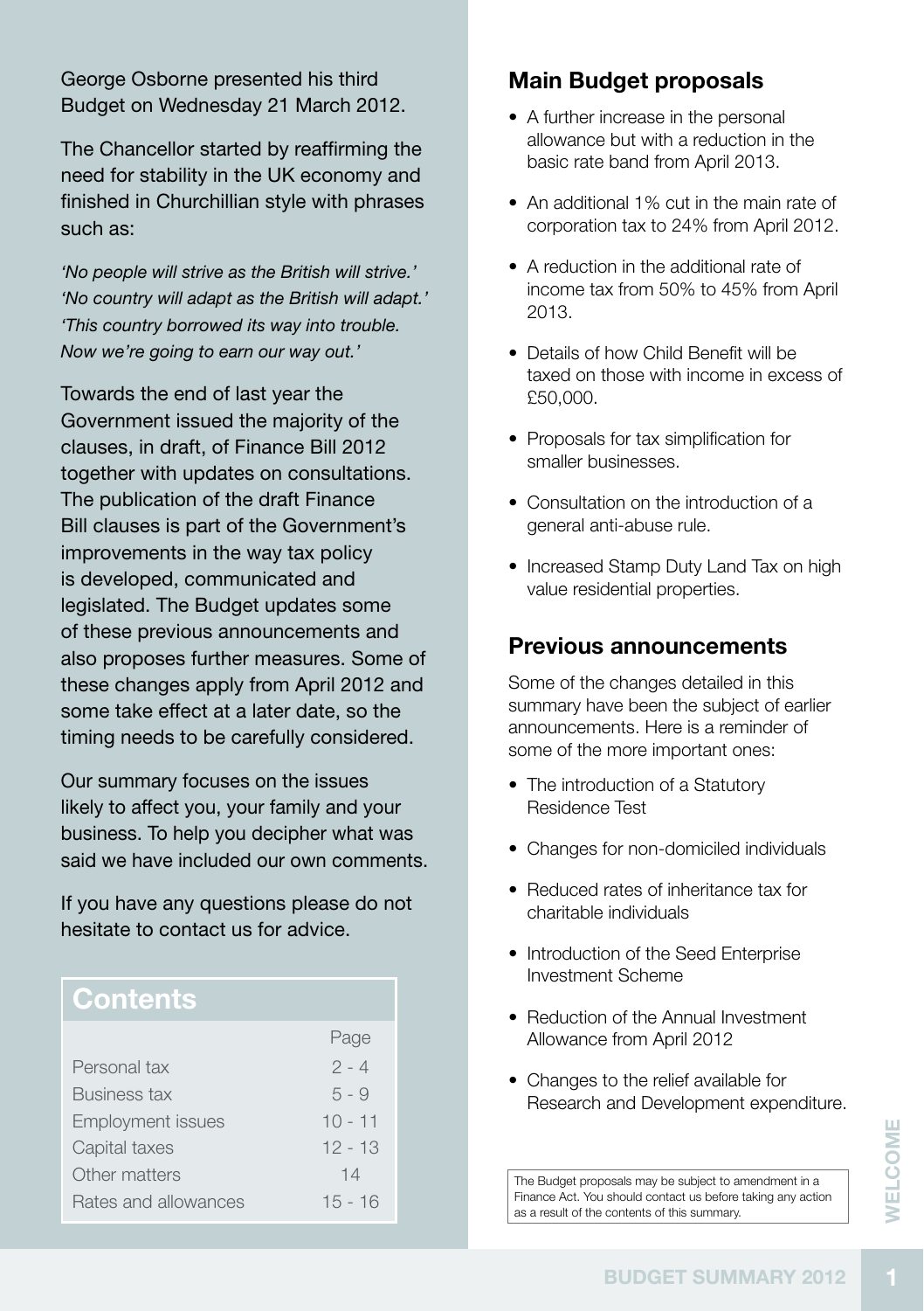George Osborne presented his third Budget on Wednesday 21 March 2012.

The Chancellor started by reaffirming the need for stability in the UK economy and finished in Churchillian style with phrases such as:

*'No people will strive as the British will strive.'*
*'No country will adapt as the British will adapt.'*
*'This country borrowed its way into trouble. Now we're going to earn our way out.'*

Towards the end of last year the Government issued the majority of the clauses, in draft, of Finance Bill 2012 together with updates on consultations. The publication of the draft Finance Bill clauses is part of the Government's improvements in the way tax policy is developed, communicated and legislated. The Budget updates some of these previous announcements and also proposes further measures. Some of these changes apply from April 2012 and some take effect at a later date, so the timing needs to be carefully considered.

Our summary focuses on the issues likely to affect you, your family and your business. To help you decipher what was said we have included our own comments.

If you have any questions please do not hesitate to contact us for advice.

## Contents

| | Page |
|---|---|
| Personal tax | 2 - 4 |
| Business tax | 5 - 9 |
| Employment issues | 10 - 11 |
| Capital taxes | 12 - 13 |
| Other matters | 14 |
| Rates and allowances | 15 - 16 |

## Main Budget proposals

- A further increase in the personal allowance but with a reduction in the basic rate band from April 2013.
- An additional 1% cut in the main rate of corporation tax to 24% from April 2012.
- A reduction in the additional rate of income tax from 50% to 45% from April 2013.
- Details of how Child Benefit will be taxed on those with income in excess of £50,000.
- Proposals for tax simplification for smaller businesses.
- Consultation on the introduction of a general anti-abuse rule.
- Increased Stamp Duty Land Tax on high value residential properties.

## Previous announcements

Some of the changes detailed in this summary have been the subject of earlier announcements. Here is a reminder of some of the more important ones:

- The introduction of a Statutory Residence Test
- Changes for non-domiciled individuals
- Reduced rates of inheritance tax for charitable individuals
- Introduction of the Seed Enterprise Investment Scheme
- Reduction of the Annual Investment Allowance from April 2012
- Changes to the relief available for Research and Development expenditure.

The Budget proposals may be subject to amendment in a Finance Act. You should contact us before taking any action as a result of the contents of this summary.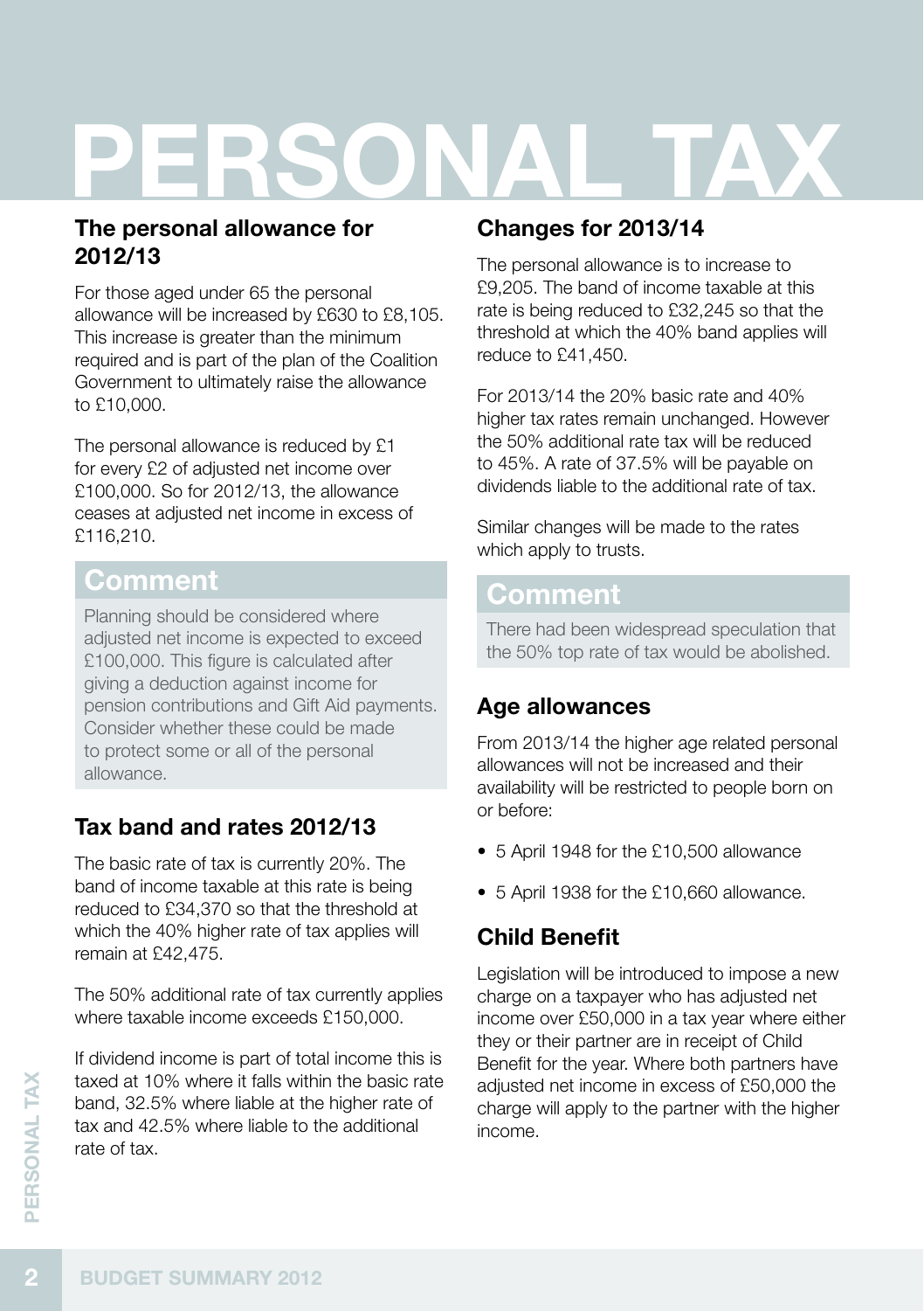# PERSONAL TAX

## The personal allowance for 2012/13

For those aged under 65 the personal allowance will be increased by £630 to £8,105. This increase is greater than the minimum required and is part of the plan of the Coalition Government to ultimately raise the allowance to £10,000.

The personal allowance is reduced by £1 for every £2 of adjusted net income over £100,000. So for 2012/13, the allowance ceases at adjusted net income in excess of £116,210.

### Comment

Planning should be considered where adjusted net income is expected to exceed £100,000. This figure is calculated after giving a deduction against income for pension contributions and Gift Aid payments. Consider whether these could be made to protect some or all of the personal allowance.

## Tax band and rates 2012/13

The basic rate of tax is currently 20%. The band of income taxable at this rate is being reduced to £34,370 so that the threshold at which the 40% higher rate of tax applies will remain at £42,475.

The 50% additional rate of tax currently applies where taxable income exceeds £150,000.

If dividend income is part of total income this is taxed at 10% where it falls within the basic rate band, 32.5% where liable at the higher rate of tax and 42.5% where liable to the additional rate of tax.

## Changes for 2013/14

The personal allowance is to increase to £9,205. The band of income taxable at this rate is being reduced to £32,245 so that the threshold at which the 40% band applies will reduce to £41,450.

For 2013/14 the 20% basic rate and 40% higher tax rates remain unchanged. However the 50% additional rate tax will be reduced to 45%. A rate of 37.5% will be payable on dividends liable to the additional rate of tax.

Similar changes will be made to the rates which apply to trusts.

### Comment

There had been widespread speculation that the 50% top rate of tax would be abolished.

## Age allowances

From 2013/14 the higher age related personal allowances will not be increased and their availability will be restricted to people born on or before:

- 5 April 1948 for the £10,500 allowance
- 5 April 1938 for the £10,660 allowance.

## Child Benefit

Legislation will be introduced to impose a new charge on a taxpayer who has adjusted net income over £50,000 in a tax year where either they or their partner are in receipt of Child Benefit for the year. Where both partners have adjusted net income in excess of £50,000 the charge will apply to the partner with the higher income.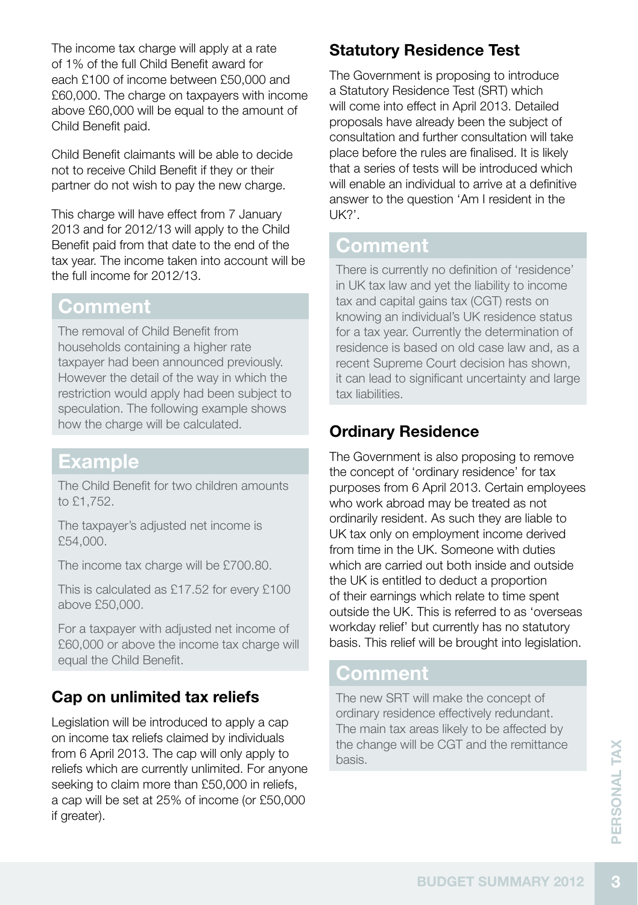The income tax charge will apply at a rate of 1% of the full Child Benefit award for each £100 of income between £50,000 and £60,000. The charge on taxpayers with income above £60,000 will be equal to the amount of Child Benefit paid.

Child Benefit claimants will be able to decide not to receive Child Benefit if they or their partner do not wish to pay the new charge.

This charge will have effect from 7 January 2013 and for 2012/13 will apply to the Child Benefit paid from that date to the end of the tax year. The income taken into account will be the full income for 2012/13.

## Comment

The removal of Child Benefit from households containing a higher rate taxpayer had been announced previously. However the detail of the way in which the restriction would apply had been subject to speculation. The following example shows how the charge will be calculated.

## Example

The Child Benefit for two children amounts to £1,752.

The taxpayer's adjusted net income is £54,000.

The income tax charge will be £700.80.

This is calculated as £17.52 for every £100 above £50,000.

For a taxpayer with adjusted net income of £60,000 or above the income tax charge will equal the Child Benefit.

### Cap on unlimited tax reliefs

Legislation will be introduced to apply a cap on income tax reliefs claimed by individuals from 6 April 2013. The cap will only apply to reliefs which are currently unlimited. For anyone seeking to claim more than £50,000 in reliefs, a cap will be set at 25% of income (or £50,000 if greater).

### Statutory Residence Test

The Government is proposing to introduce a Statutory Residence Test (SRT) which will come into effect in April 2013. Detailed proposals have already been the subject of consultation and further consultation will take place before the rules are finalised. It is likely that a series of tests will be introduced which will enable an individual to arrive at a definitive answer to the question 'Am I resident in the UK?'.

## Comment

There is currently no definition of 'residence' in UK tax law and yet the liability to income tax and capital gains tax (CGT) rests on knowing an individual's UK residence status for a tax year. Currently the determination of residence is based on old case law and, as a recent Supreme Court decision has shown, it can lead to significant uncertainty and large tax liabilities.

### Ordinary Residence

The Government is also proposing to remove the concept of 'ordinary residence' for tax purposes from 6 April 2013. Certain employees who work abroad may be treated as not ordinarily resident. As such they are liable to UK tax only on employment income derived from time in the UK. Someone with duties which are carried out both inside and outside the UK is entitled to deduct a proportion of their earnings which relate to time spent outside the UK. This is referred to as 'overseas workday relief' but currently has no statutory basis. This relief will be brought into legislation.

## Comment

The new SRT will make the concept of ordinary residence effectively redundant. The main tax areas likely to be affected by the change will be CGT and the remittance basis.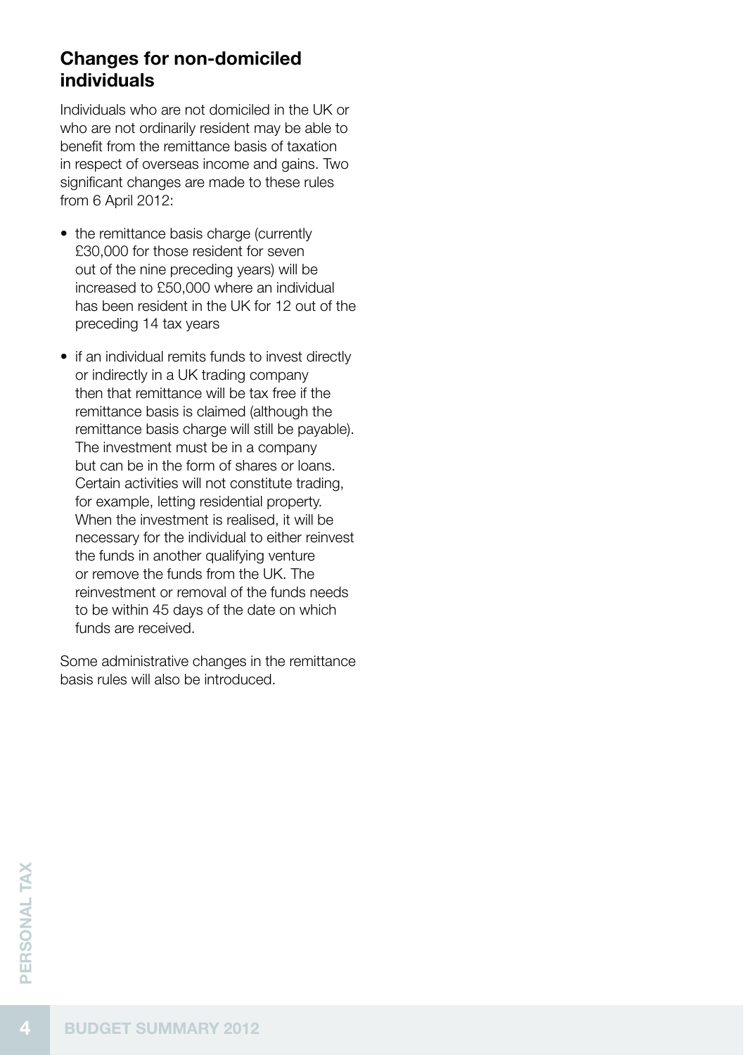## Changes for non-domiciled individuals

Individuals who are not domiciled in the UK or who are not ordinarily resident may be able to benefit from the remittance basis of taxation in respect of overseas income and gains. Two significant changes are made to these rules from 6 April 2012:

- the remittance basis charge (currently £30,000 for those resident for seven out of the nine preceding years) will be increased to £50,000 where an individual has been resident in the UK for 12 out of the preceding 14 tax years
- if an individual remits funds to invest directly or indirectly in a UK trading company then that remittance will be tax free if the remittance basis is claimed (although the remittance basis charge will still be payable). The investment must be in a company but can be in the form of shares or loans. Certain activities will not constitute trading, for example, letting residential property. When the investment is realised, it will be necessary for the individual to either reinvest the funds in another qualifying venture or remove the funds from the UK. The reinvestment or removal of the funds needs to be within 45 days of the date on which funds are received.

Some administrative changes in the remittance basis rules will also be introduced.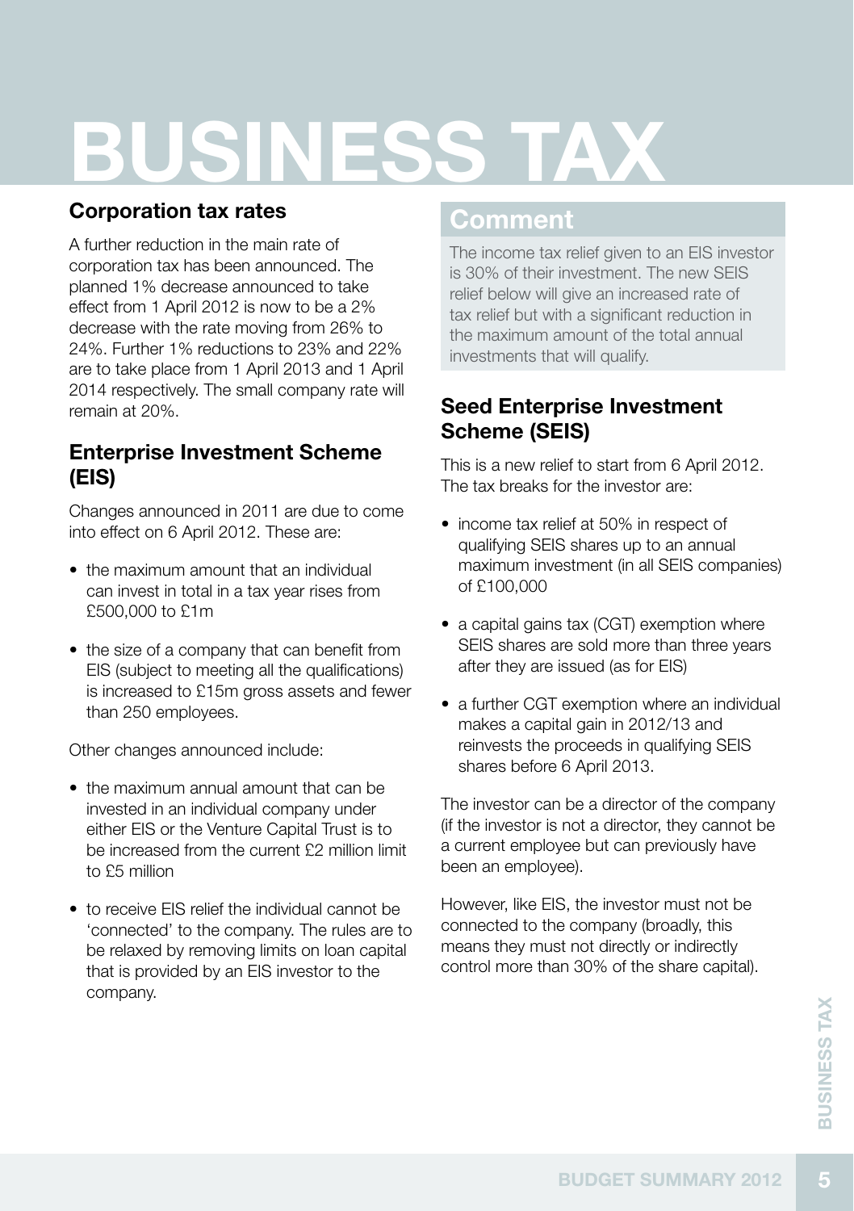# BUSINESS TAX

## Corporation tax rates

A further reduction in the main rate of corporation tax has been announced. The planned 1% decrease announced to take effect from 1 April 2012 is now to be a 2% decrease with the rate moving from 26% to 24%. Further 1% reductions to 23% and 22% are to take place from 1 April 2013 and 1 April 2014 respectively. The small company rate will remain at 20%.

## Enterprise Investment Scheme (EIS)

Changes announced in 2011 are due to come into effect on 6 April 2012. These are:

- the maximum amount that an individual can invest in total in a tax year rises from £500,000 to £1m
- the size of a company that can benefit from EIS (subject to meeting all the qualifications) is increased to £15m gross assets and fewer than 250 employees.

Other changes announced include:

- the maximum annual amount that can be invested in an individual company under either EIS or the Venture Capital Trust is to be increased from the current £2 million limit to £5 million
- to receive EIS relief the individual cannot be 'connected' to the company. The rules are to be relaxed by removing limits on loan capital that is provided by an EIS investor to the company.

## Comment

The income tax relief given to an EIS investor is 30% of their investment. The new SEIS relief below will give an increased rate of tax relief but with a significant reduction in the maximum amount of the total annual investments that will qualify.

## Seed Enterprise Investment Scheme (SEIS)

This is a new relief to start from 6 April 2012. The tax breaks for the investor are:

- income tax relief at 50% in respect of qualifying SEIS shares up to an annual maximum investment (in all SEIS companies) of £100,000
- a capital gains tax (CGT) exemption where SEIS shares are sold more than three years after they are issued (as for EIS)
- a further CGT exemption where an individual makes a capital gain in 2012/13 and reinvests the proceeds in qualifying SEIS shares before 6 April 2013.

The investor can be a director of the company (if the investor is not a director, they cannot be a current employee but can previously have been an employee).

However, like EIS, the investor must not be connected to the company (broadly, this means they must not directly or indirectly control more than 30% of the share capital).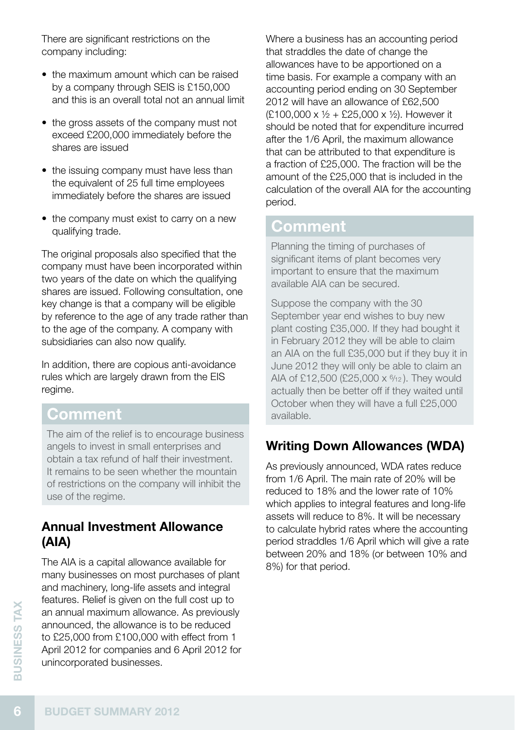There are significant restrictions on the company including:

- the maximum amount which can be raised by a company through SEIS is £150,000 and this is an overall total not an annual limit
- the gross assets of the company must not exceed £200,000 immediately before the shares are issued
- the issuing company must have less than the equivalent of 25 full time employees immediately before the shares are issued
- the company must exist to carry on a new qualifying trade.

The original proposals also specified that the company must have been incorporated within two years of the date on which the qualifying shares are issued. Following consultation, one key change is that a company will be eligible by reference to the age of any trade rather than to the age of the company. A company with subsidiaries can also now qualify.

In addition, there are copious anti-avoidance rules which are largely drawn from the EIS regime.

## Comment

The aim of the relief is to encourage business angels to invest in small enterprises and obtain a tax refund of half their investment. It remains to be seen whether the mountain of restrictions on the company will inhibit the use of the regime.

### Annual Investment Allowance (AIA)

The AIA is a capital allowance available for many businesses on most purchases of plant and machinery, long-life assets and integral features. Relief is given on the full cost up to an annual maximum allowance. As previously announced, the allowance is to be reduced to £25,000 from £100,000 with effect from 1 April 2012 for companies and 6 April 2012 for unincorporated businesses.

Where a business has an accounting period that straddles the date of change the allowances have to be apportioned on a time basis. For example a company with an accounting period ending on 30 September 2012 will have an allowance of £62,500 (£100,000 x ½ + £25,000 x ½). However it should be noted that for expenditure incurred after the 1/6 April, the maximum allowance that can be attributed to that expenditure is a fraction of £25,000. The fraction will be the amount of the £25,000 that is included in the calculation of the overall AIA for the accounting period.

## Comment

Planning the timing of purchases of significant items of plant becomes very important to ensure that the maximum available AIA can be secured.

Suppose the company with the 30 September year end wishes to buy new plant costing £35,000. If they had bought it in February 2012 they will be able to claim an AIA on the full £35,000 but if they buy it in June 2012 they will only be able to claim an AIA of £12,500 (£25,000 x 6/12). They would actually then be better off if they waited until October when they will have a full £25,000 available.

### Writing Down Allowances (WDA)

As previously announced, WDA rates reduce from 1/6 April. The main rate of 20% will be reduced to 18% and the lower rate of 10% which applies to integral features and long-life assets will reduce to 8%. It will be necessary to calculate hybrid rates where the accounting period straddles 1/6 April which will give a rate between 20% and 18% (or between 10% and 8%) for that period.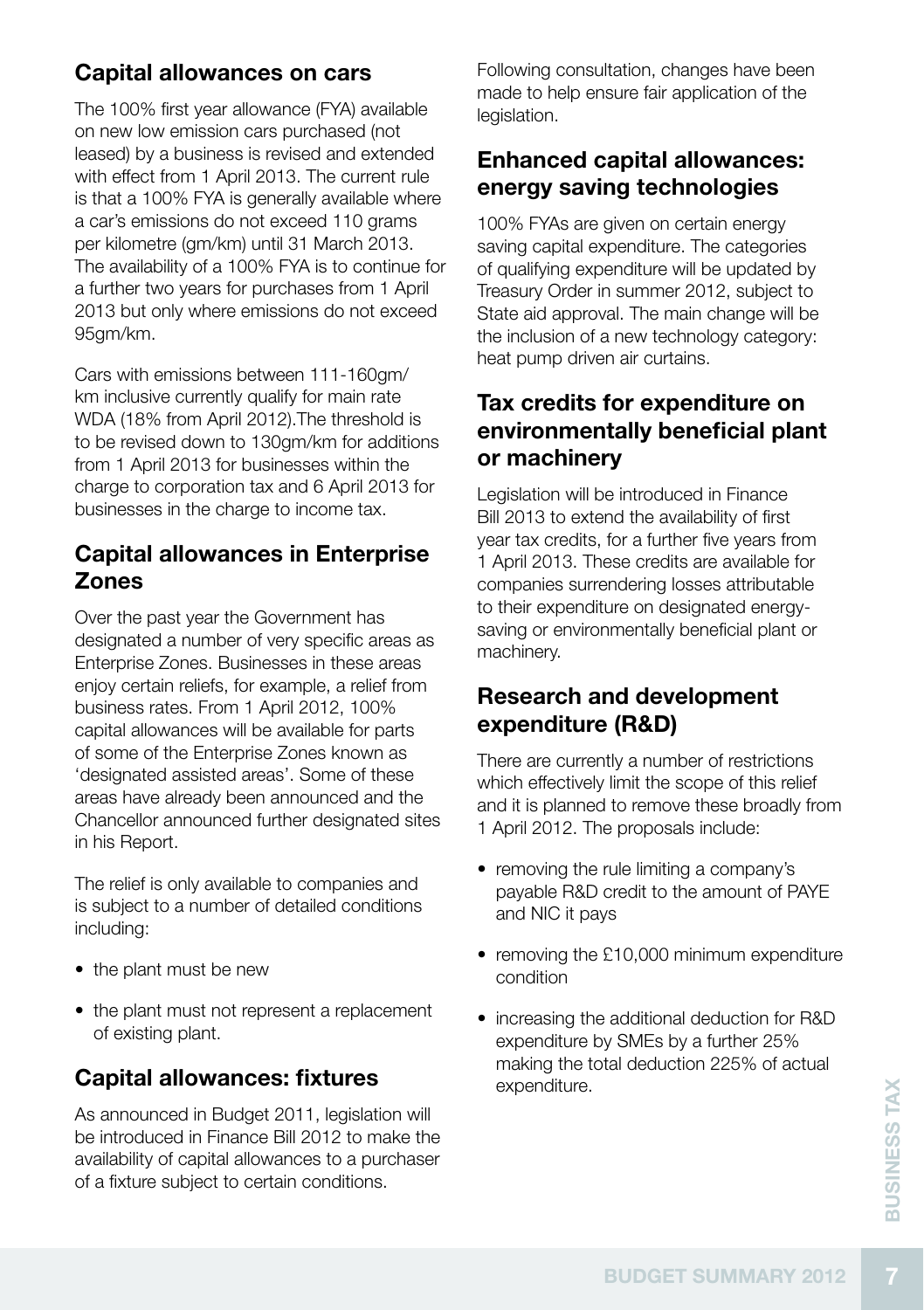## Capital allowances on cars

The 100% first year allowance (FYA) available on new low emission cars purchased (not leased) by a business is revised and extended with effect from 1 April 2013. The current rule is that a 100% FYA is generally available where a car's emissions do not exceed 110 grams per kilometre (gm/km) until 31 March 2013. The availability of a 100% FYA is to continue for a further two years for purchases from 1 April 2013 but only where emissions do not exceed 95gm/km.

Cars with emissions between 111-160gm/km inclusive currently qualify for main rate WDA (18% from April 2012).The threshold is to be revised down to 130gm/km for additions from 1 April 2013 for businesses within the charge to corporation tax and 6 April 2013 for businesses in the charge to income tax.

## Capital allowances in Enterprise Zones

Over the past year the Government has designated a number of very specific areas as Enterprise Zones. Businesses in these areas enjoy certain reliefs, for example, a relief from business rates. From 1 April 2012, 100% capital allowances will be available for parts of some of the Enterprise Zones known as 'designated assisted areas'. Some of these areas have already been announced and the Chancellor announced further designated sites in his Report.

The relief is only available to companies and is subject to a number of detailed conditions including:

- the plant must be new
- the plant must not represent a replacement of existing plant.

## Capital allowances: fixtures

As announced in Budget 2011, legislation will be introduced in Finance Bill 2012 to make the availability of capital allowances to a purchaser of a fixture subject to certain conditions. Following consultation, changes have been made to help ensure fair application of the legislation.

## Enhanced capital allowances: energy saving technologies

100% FYAs are given on certain energy saving capital expenditure. The categories of qualifying expenditure will be updated by Treasury Order in summer 2012, subject to State aid approval. The main change will be the inclusion of a new technology category: heat pump driven air curtains.

## Tax credits for expenditure on environmentally beneficial plant or machinery

Legislation will be introduced in Finance Bill 2013 to extend the availability of first year tax credits, for a further five years from 1 April 2013. These credits are available for companies surrendering losses attributable to their expenditure on designated energy-saving or environmentally beneficial plant or machinery.

## Research and development expenditure (R&D)

There are currently a number of restrictions which effectively limit the scope of this relief and it is planned to remove these broadly from 1 April 2012. The proposals include:

- removing the rule limiting a company's payable R&D credit to the amount of PAYE and NIC it pays
- removing the £10,000 minimum expenditure condition
- increasing the additional deduction for R&D expenditure by SMEs by a further 25% making the total deduction 225% of actual expenditure.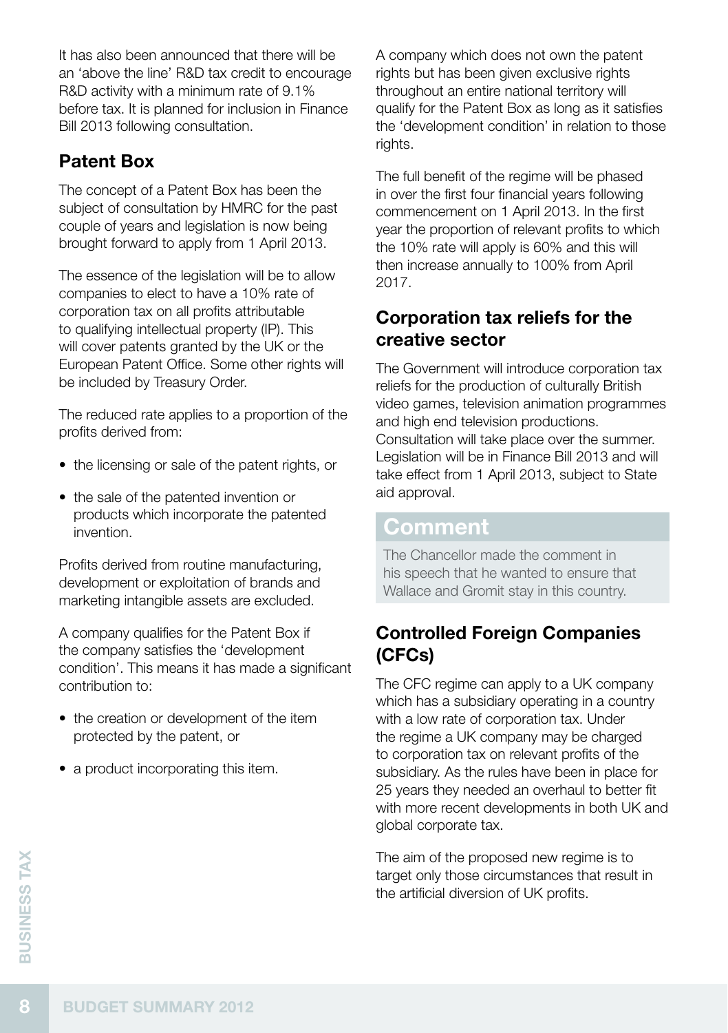It has also been announced that there will be an 'above the line' R&D tax credit to encourage R&D activity with a minimum rate of 9.1% before tax. It is planned for inclusion in Finance Bill 2013 following consultation.

## Patent Box

The concept of a Patent Box has been the subject of consultation by HMRC for the past couple of years and legislation is now being brought forward to apply from 1 April 2013.

The essence of the legislation will be to allow companies to elect to have a 10% rate of corporation tax on all profits attributable to qualifying intellectual property (IP). This will cover patents granted by the UK or the European Patent Office. Some other rights will be included by Treasury Order.

The reduced rate applies to a proportion of the profits derived from:

- the licensing or sale of the patent rights, or
- the sale of the patented invention or products which incorporate the patented invention.

Profits derived from routine manufacturing, development or exploitation of brands and marketing intangible assets are excluded.

A company qualifies for the Patent Box if the company satisfies the 'development condition'. This means it has made a significant contribution to:

- the creation or development of the item protected by the patent, or
- a product incorporating this item.

A company which does not own the patent rights but has been given exclusive rights throughout an entire national territory will qualify for the Patent Box as long as it satisfies the 'development condition' in relation to those rights.

The full benefit of the regime will be phased in over the first four financial years following commencement on 1 April 2013. In the first year the proportion of relevant profits to which the 10% rate will apply is 60% and this will then increase annually to 100% from April 2017.

## Corporation tax reliefs for the creative sector

The Government will introduce corporation tax reliefs for the production of culturally British video games, television animation programmes and high end television productions. Consultation will take place over the summer. Legislation will be in Finance Bill 2013 and will take effect from 1 April 2013, subject to State aid approval.

### Comment

The Chancellor made the comment in his speech that he wanted to ensure that Wallace and Gromit stay in this country.

## Controlled Foreign Companies (CFCs)

The CFC regime can apply to a UK company which has a subsidiary operating in a country with a low rate of corporation tax. Under the regime a UK company may be charged to corporation tax on relevant profits of the subsidiary. As the rules have been in place for 25 years they needed an overhaul to better fit with more recent developments in both UK and global corporate tax.

The aim of the proposed new regime is to target only those circumstances that result in the artificial diversion of UK profits.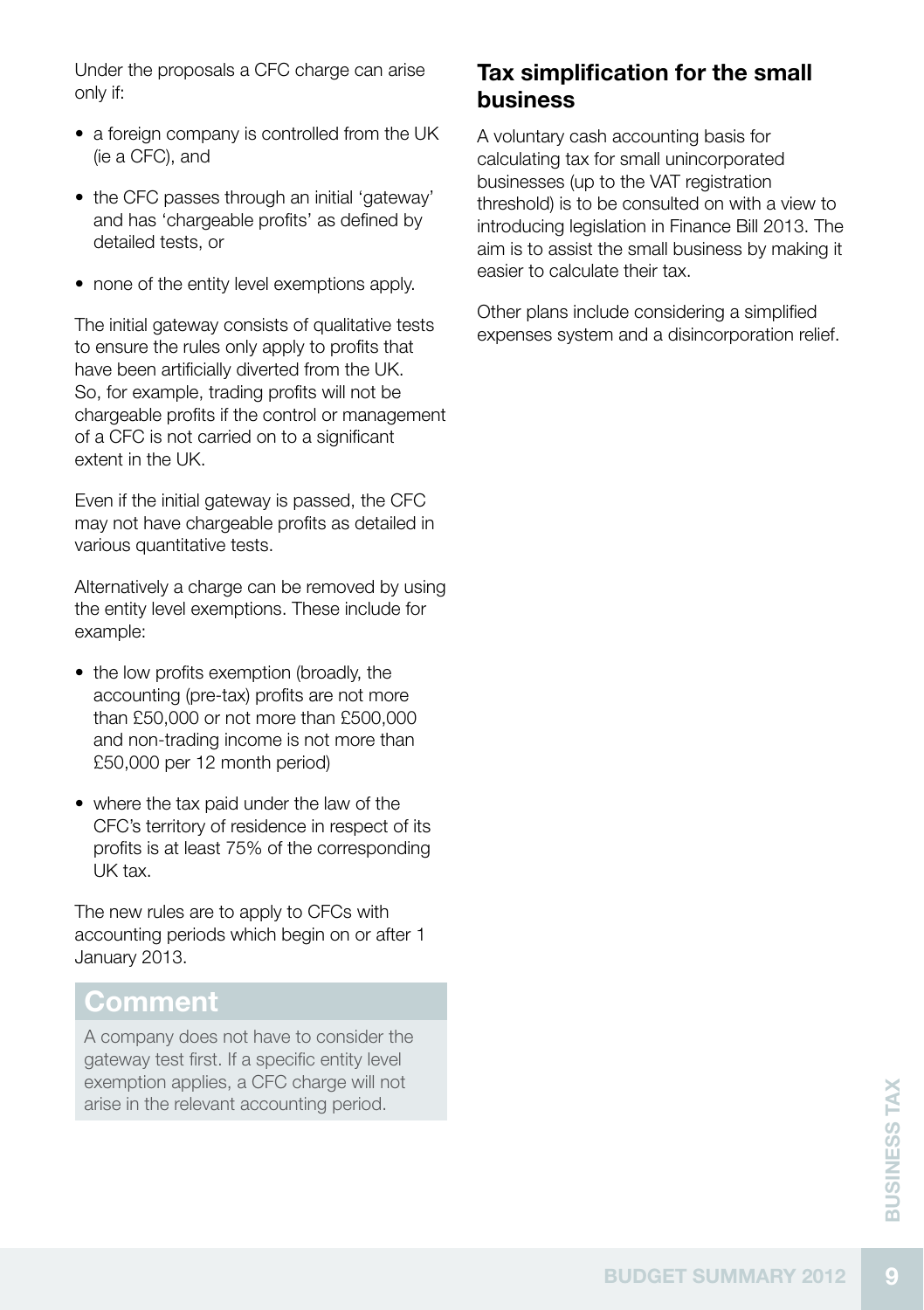Under the proposals a CFC charge can arise only if:

- a foreign company is controlled from the UK (ie a CFC), and
- the CFC passes through an initial 'gateway' and has 'chargeable profits' as defined by detailed tests, or
- none of the entity level exemptions apply.

The initial gateway consists of qualitative tests to ensure the rules only apply to profits that have been artificially diverted from the UK. So, for example, trading profits will not be chargeable profits if the control or management of a CFC is not carried on to a significant extent in the UK.

Even if the initial gateway is passed, the CFC may not have chargeable profits as detailed in various quantitative tests.

Alternatively a charge can be removed by using the entity level exemptions. These include for example:

- the low profits exemption (broadly, the accounting (pre-tax) profits are not more than £50,000 or not more than £500,000 and non-trading income is not more than £50,000 per 12 month period)
- where the tax paid under the law of the CFC's territory of residence in respect of its profits is at least 75% of the corresponding UK tax.

The new rules are to apply to CFCs with accounting periods which begin on or after 1 January 2013.

## Comment

A company does not have to consider the gateway test first. If a specific entity level exemption applies, a CFC charge will not arise in the relevant accounting period.

## Tax simplification for the small business

A voluntary cash accounting basis for calculating tax for small unincorporated businesses (up to the VAT registration threshold) is to be consulted on with a view to introducing legislation in Finance Bill 2013. The aim is to assist the small business by making it easier to calculate their tax.

Other plans include considering a simplified expenses system and a disincorporation relief.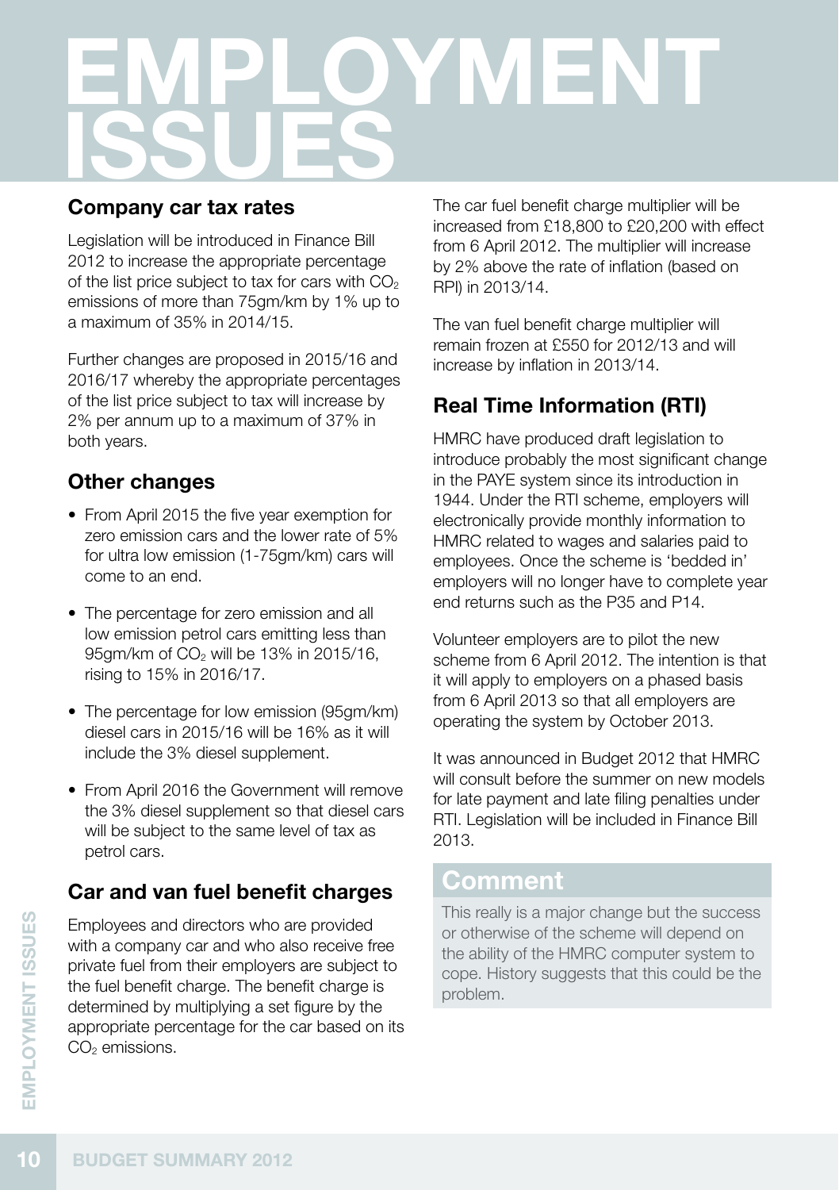# EMPLOYMENT ISSUES

## Company car tax rates

Legislation will be introduced in Finance Bill 2012 to increase the appropriate percentage of the list price subject to tax for cars with $CO_2$ emissions of more than 75gm/km by 1% up to a maximum of 35% in 2014/15.

Further changes are proposed in 2015/16 and 2016/17 whereby the appropriate percentages of the list price subject to tax will increase by 2% per annum up to a maximum of 37% in both years.

## Other changes

- From April 2015 the five year exemption for zero emission cars and the lower rate of 5% for ultra low emission (1-75gm/km) cars will come to an end.
- The percentage for zero emission and all low emission petrol cars emitting less than 95gm/km of $CO_2$ will be 13% in 2015/16, rising to 15% in 2016/17.
- The percentage for low emission (95gm/km) diesel cars in 2015/16 will be 16% as it will include the 3% diesel supplement.
- From April 2016 the Government will remove the 3% diesel supplement so that diesel cars will be subject to the same level of tax as petrol cars.

## Car and van fuel benefit charges

Employees and directors who are provided with a company car and who also receive free private fuel from their employers are subject to the fuel benefit charge. The benefit charge is determined by multiplying a set figure by the appropriate percentage for the car based on its $CO_2$ emissions.

The car fuel benefit charge multiplier will be increased from £18,800 to £20,200 with effect from 6 April 2012. The multiplier will increase by 2% above the rate of inflation (based on RPI) in 2013/14.

The van fuel benefit charge multiplier will remain frozen at £550 for 2012/13 and will increase by inflation in 2013/14.

## Real Time Information (RTI)

HMRC have produced draft legislation to introduce probably the most significant change in the PAYE system since its introduction in 1944. Under the RTI scheme, employers will electronically provide monthly information to HMRC related to wages and salaries paid to employees. Once the scheme is 'bedded in' employers will no longer have to complete year end returns such as the P35 and P14.

Volunteer employers are to pilot the new scheme from 6 April 2012. The intention is that it will apply to employers on a phased basis from 6 April 2013 so that all employers are operating the system by October 2013.

It was announced in Budget 2012 that HMRC will consult before the summer on new models for late payment and late filing penalties under RTI. Legislation will be included in Finance Bill 2013.

### Comment

This really is a major change but the success or otherwise of the scheme will depend on the ability of the HMRC computer system to cope. History suggests that this could be the problem.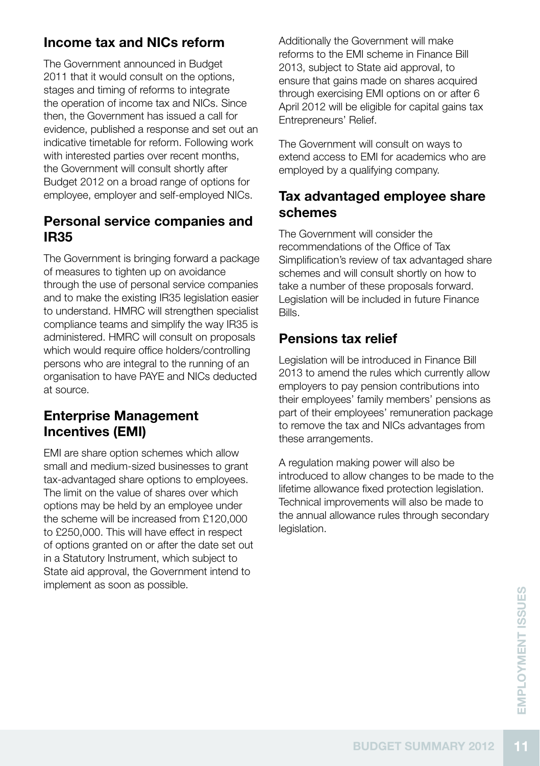## Income tax and NICs reform

The Government announced in Budget 2011 that it would consult on the options, stages and timing of reforms to integrate the operation of income tax and NICs. Since then, the Government has issued a call for evidence, published a response and set out an indicative timetable for reform. Following work with interested parties over recent months, the Government will consult shortly after Budget 2012 on a broad range of options for employee, employer and self-employed NICs.

## Personal service companies and IR35

The Government is bringing forward a package of measures to tighten up on avoidance through the use of personal service companies and to make the existing IR35 legislation easier to understand. HMRC will strengthen specialist compliance teams and simplify the way IR35 is administered. HMRC will consult on proposals which would require office holders/controlling persons who are integral to the running of an organisation to have PAYE and NICs deducted at source.

## Enterprise Management Incentives (EMI)

EMI are share option schemes which allow small and medium-sized businesses to grant tax-advantaged share options to employees. The limit on the value of shares over which options may be held by an employee under the scheme will be increased from £120,000 to £250,000. This will have effect in respect of options granted on or after the date set out in a Statutory Instrument, which subject to State aid approval, the Government intend to implement as soon as possible.

Additionally the Government will make reforms to the EMI scheme in Finance Bill 2013, subject to State aid approval, to ensure that gains made on shares acquired through exercising EMI options on or after 6 April 2012 will be eligible for capital gains tax Entrepreneurs' Relief.

The Government will consult on ways to extend access to EMI for academics who are employed by a qualifying company.

## Tax advantaged employee share schemes

The Government will consider the recommendations of the Office of Tax Simplification's review of tax advantaged share schemes and will consult shortly on how to take a number of these proposals forward. Legislation will be included in future Finance Bills.

## Pensions tax relief

Legislation will be introduced in Finance Bill 2013 to amend the rules which currently allow employers to pay pension contributions into their employees' family members' pensions as part of their employees' remuneration package to remove the tax and NICs advantages from these arrangements.

A regulation making power will also be introduced to allow changes to be made to the lifetime allowance fixed protection legislation. Technical improvements will also be made to the annual allowance rules through secondary legislation.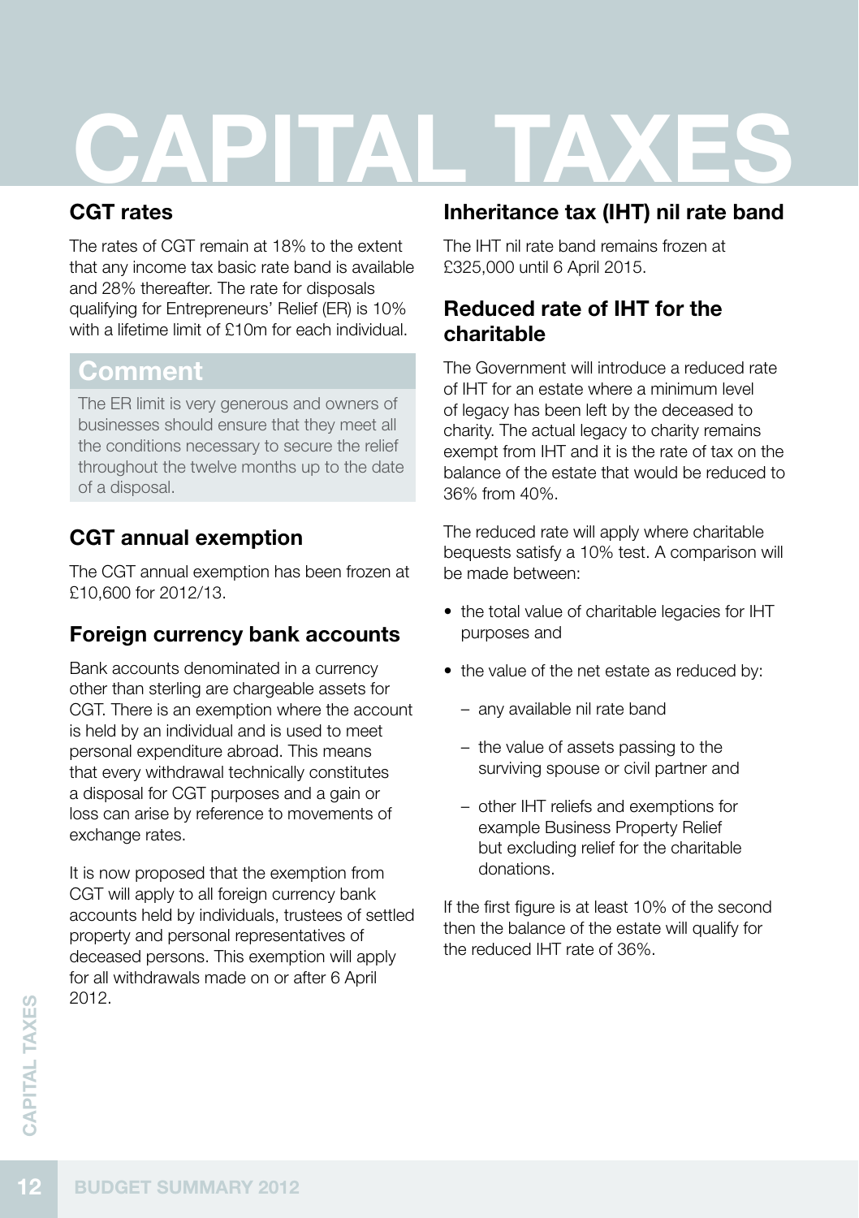# CAPITAL TAXES

## CGT rates

The rates of CGT remain at 18% to the extent that any income tax basic rate band is available and 28% thereafter. The rate for disposals qualifying for Entrepreneurs' Relief (ER) is 10% with a lifetime limit of £10m for each individual.

### Comment

The ER limit is very generous and owners of businesses should ensure that they meet all the conditions necessary to secure the relief throughout the twelve months up to the date of a disposal.

## CGT annual exemption

The CGT annual exemption has been frozen at £10,600 for 2012/13.

## Foreign currency bank accounts

Bank accounts denominated in a currency other than sterling are chargeable assets for CGT. There is an exemption where the account is held by an individual and is used to meet personal expenditure abroad. This means that every withdrawal technically constitutes a disposal for CGT purposes and a gain or loss can arise by reference to movements of exchange rates.

It is now proposed that the exemption from CGT will apply to all foreign currency bank accounts held by individuals, trustees of settled property and personal representatives of deceased persons. This exemption will apply for all withdrawals made on or after 6 April 2012.

## Inheritance tax (IHT) nil rate band

The IHT nil rate band remains frozen at £325,000 until 6 April 2015.

## Reduced rate of IHT for the charitable

The Government will introduce a reduced rate of IHT for an estate where a minimum level of legacy has been left by the deceased to charity. The actual legacy to charity remains exempt from IHT and it is the rate of tax on the balance of the estate that would be reduced to 36% from 40%.

The reduced rate will apply where charitable bequests satisfy a 10% test. A comparison will be made between:

- the total value of charitable legacies for IHT purposes and
- the value of the net estate as reduced by:
  - any available nil rate band
  - the value of assets passing to the surviving spouse or civil partner and
  - other IHT reliefs and exemptions for example Business Property Relief but excluding relief for the charitable donations.

If the first figure is at least 10% of the second then the balance of the estate will qualify for the reduced IHT rate of 36%.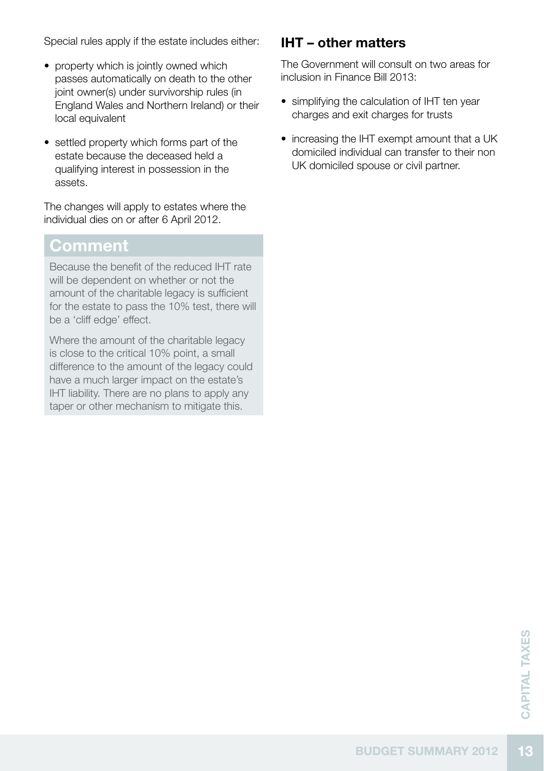Special rules apply if the estate includes either:

- property which is jointly owned which passes automatically on death to the other joint owner(s) under survivorship rules (in England Wales and Northern Ireland) or their local equivalent
- settled property which forms part of the estate because the deceased held a qualifying interest in possession in the assets.

The changes will apply to estates where the individual dies on or after 6 April 2012.

## Comment

Because the benefit of the reduced IHT rate will be dependent on whether or not the amount of the charitable legacy is sufficient for the estate to pass the 10% test, there will be a 'cliff edge' effect.

Where the amount of the charitable legacy is close to the critical 10% point, a small difference to the amount of the legacy could have a much larger impact on the estate's IHT liability. There are no plans to apply any taper or other mechanism to mitigate this.

## IHT – other matters

The Government will consult on two areas for inclusion in Finance Bill 2013:

- simplifying the calculation of IHT ten year charges and exit charges for trusts
- increasing the IHT exempt amount that a UK domiciled individual can transfer to their non UK domiciled spouse or civil partner.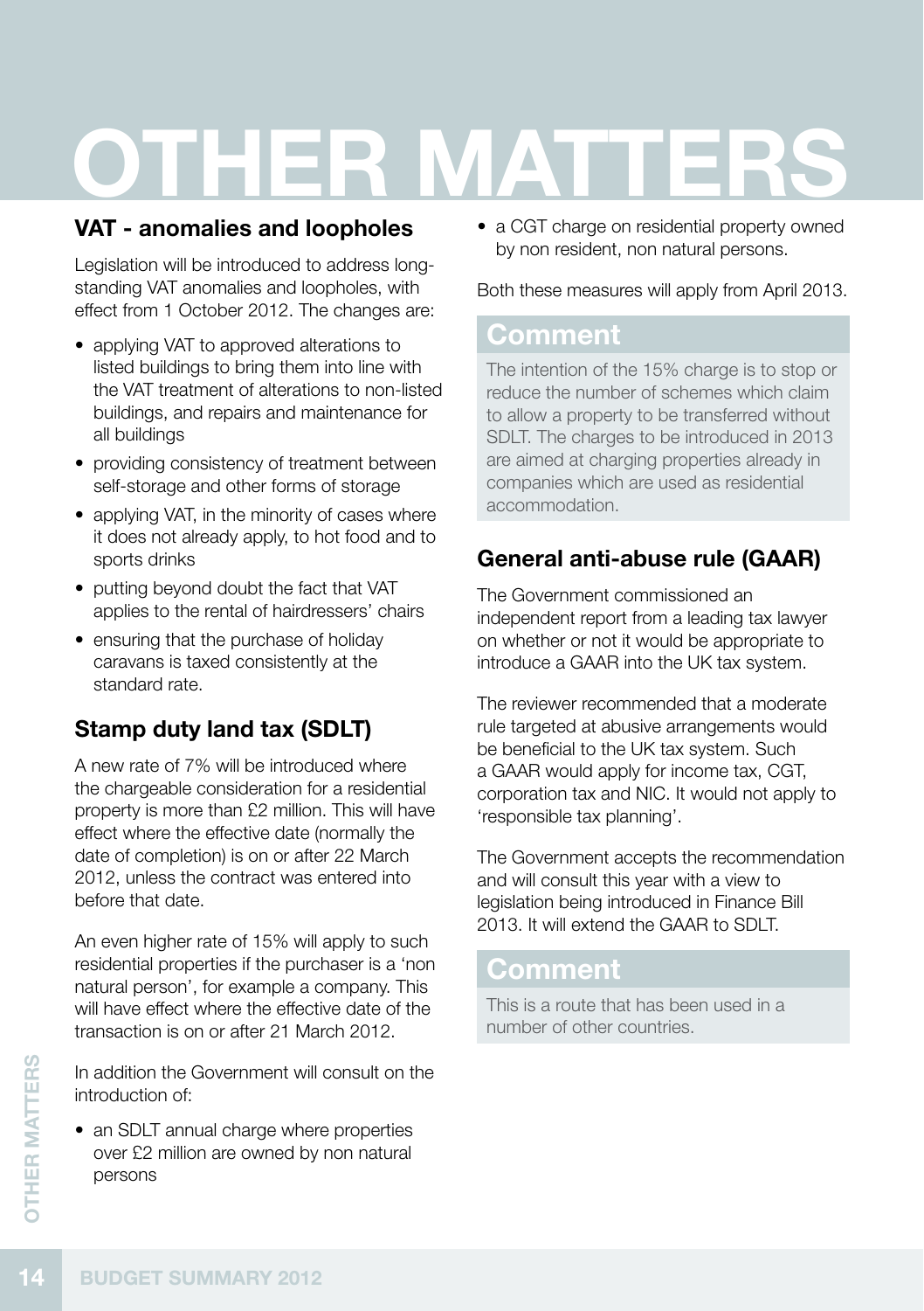# OTHER MATTERS

## VAT - anomalies and loopholes

Legislation will be introduced to address long-standing VAT anomalies and loopholes, with effect from 1 October 2012. The changes are:

- applying VAT to approved alterations to listed buildings to bring them into line with the VAT treatment of alterations to non-listed buildings, and repairs and maintenance for all buildings
- providing consistency of treatment between self-storage and other forms of storage
- applying VAT, in the minority of cases where it does not already apply, to hot food and to sports drinks
- putting beyond doubt the fact that VAT applies to the rental of hairdressers' chairs
- ensuring that the purchase of holiday caravans is taxed consistently at the standard rate.

## Stamp duty land tax (SDLT)

A new rate of 7% will be introduced where the chargeable consideration for a residential property is more than £2 million. This will have effect where the effective date (normally the date of completion) is on or after 22 March 2012, unless the contract was entered into before that date.

An even higher rate of 15% will apply to such residential properties if the purchaser is a 'non natural person', for example a company. This will have effect where the effective date of the transaction is on or after 21 March 2012.

In addition the Government will consult on the introduction of:

- an SDLT annual charge where properties over £2 million are owned by non natural persons
- a CGT charge on residential property owned by non resident, non natural persons.

Both these measures will apply from April 2013.

### Comment

The intention of the 15% charge is to stop or reduce the number of schemes which claim to allow a property to be transferred without SDLT. The charges to be introduced in 2013 are aimed at charging properties already in companies which are used as residential accommodation.

## General anti-abuse rule (GAAR)

The Government commissioned an independent report from a leading tax lawyer on whether or not it would be appropriate to introduce a GAAR into the UK tax system.

The reviewer recommended that a moderate rule targeted at abusive arrangements would be beneficial to the UK tax system. Such a GAAR would apply for income tax, CGT, corporation tax and NIC. It would not apply to 'responsible tax planning'.

The Government accepts the recommendation and will consult this year with a view to legislation being introduced in Finance Bill 2013. It will extend the GAAR to SDLT.

### Comment

This is a route that has been used in a number of other countries.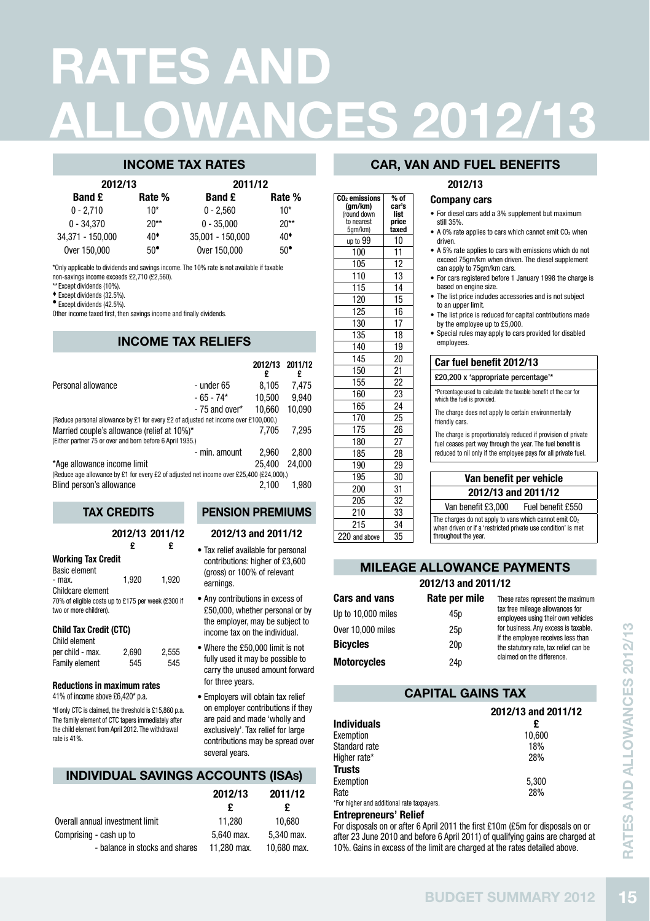# RATES AND ALLOWANCES 2012/13

## INCOME TAX RATES

| 2012/13 | | 2011/12 | |
|---|---|---|---|
| **Band £** | **Rate %** | **Band £** | **Rate %** |
| 0 - 2,710 | 10* | 0 - 2,560 | 10* |
| 0 - 34,370 | 20** | 0 - 35,000 | 20** |
| 34,371 - 150,000 | 40♦ | 35,001 - 150,000 | 40♦ |
| Over 150,000 | 50• | Over 150,000 | 50• |

*Only applicable to dividends and savings income. The 10% rate is not available if taxable non-savings income exceeds £2,710 (£2,560).

** Except dividends (10%).

♦ Except dividends (32.5%).

• Except dividends (42.5%).

Other income taxed first, then savings income and finally dividends.

## INCOME TAX RELIEFS

| | | 2012/13 £ | 2011/12 £ |
|---|---|---|---|
| Personal allowance | - under 65 | 8,105 | 7,475 |
| | - 65 - 74* | 10,500 | 9,940 |
| | - 75 and over* | 10,660 | 10,090 |
| (Reduce personal allowance by £1 for every £2 of adjusted net income over £100,000.) | | | |
| Married couple's allowance (relief at 10%)* (Either partner 75 or over and born before 6 April 1935.) | | 7,705 | 7,295 |
| | - min. amount | 2,960 | 2,800 |
| *Age allowance income limit | | 25,400 | 24,000 |
| (Reduce age allowance by £1 for every £2 of adjusted net income over £25,400 (£24,000).) | | | |
| Blind person's allowance | | 2,100 | 1,980 |

## TAX CREDITS

| | 2012/13 £ | 2011/12 £ |
|---|---|---|
| **Working Tax Credit** | | |
| Basic element - max. | 1,920 | 1,920 |
| Childcare element | | |
| 70% of eligible costs up to £175 per week (£300 if two or more children). | | |
| **Child Tax Credit (CTC)** | | |
| Child element per child - max. | 2,690 | 2,555 |
| Family element | 545 | 545 |

**Reductions in maximum rates**

41% of income above £6,420* p.a.

*If only CTC is claimed, the threshold is £15,860 p.a. The family element of CTC tapers immediately after the child element from April 2012. The withdrawal rate is 41%.

## PENSION PREMIUMS

### 2012/13 and 2011/12

- Tax relief available for personal contributions: higher of £3,600 (gross) or 100% of relevant earnings.
- Any contributions in excess of £50,000, whether personal or by the employer, may be subject to income tax on the individual.
- Where the £50,000 limit is not fully used it may be possible to carry the unused amount forward for three years.
- Employers will obtain tax relief on employer contributions if they are paid and made 'wholly and exclusively'. Tax relief for large contributions may be spread over several years.

## INDIVIDUAL SAVINGS ACCOUNTS (ISAs)

| | 2012/13 £ | 2011/12 £ |
|---|---|---|
| Overall annual investment limit | 11,280 | 10,680 |
| Comprising - cash up to | 5,640 max. | 5,340 max. |
| - balance in stocks and shares | 11,280 max. | 10,680 max. |

## CAR, VAN AND FUEL BENEFITS

### 2012/13

| $CO_2$ emissions (gm/km) (round down to nearest 5gm/km) | % of car's list price taxed |
|---|---|
| up to 99 | 10 |
| 100 | 11 |
| 105 | 12 |
| 110 | 13 |
| 115 | 14 |
| 120 | 15 |
| 125 | 16 |
| 130 | 17 |
| 135 | 18 |
| 140 | 19 |
| 145 | 20 |
| 150 | 21 |
| 155 | 22 |
| 160 | 23 |
| 165 | 24 |
| 170 | 25 |
| 175 | 26 |
| 180 | 27 |
| 185 | 28 |
| 190 | 29 |
| 195 | 30 |
| 200 | 31 |
| 205 | 32 |
| 210 | 33 |
| 215 | 34 |
| 220 and above | 35 |

**Company cars**

- For diesel cars add a 3% supplement but maximum still 35%.
- A 0% rate applies to cars which cannot emit $CO_2$ when driven.
- A 5% rate applies to cars with emissions which do not exceed 75gm/km when driven. The diesel supplement can apply to 75gm/km cars.
- For cars registered before 1 January 1998 the charge is based on engine size.
- The list price includes accessories and is not subject to an upper limit.
- The list price is reduced for capital contributions made by the employee up to £5,000.
- Special rules may apply to cars provided for disabled employees.

**Car fuel benefit 2012/13**

£20,200 x 'appropriate percentage'*

*Percentage used to calculate the taxable benefit of the car for which the fuel is provided.

The charge does not apply to certain environmentally friendly cars.

The charge is proportionately reduced if provision of private fuel ceases part way through the year. The fuel benefit is reduced to nil only if the employee pays for all private fuel.

**Van benefit per vehicle 2012/13 and 2011/12**

Van benefit £3,000 Fuel benefit £550

The charges do not apply to vans which cannot emit $CO_2$ when driven or if a 'restricted private use condition' is met throughout the year.

## MILEAGE ALLOWANCE PAYMENTS

### 2012/13 and 2011/12

| **Cars and vans** | **Rate per mile** |
|---|---|
| Up to 10,000 miles | 45p |
| Over 10,000 miles | 25p |
| **Bicycles** | 20p |
| **Motorcycles** | 24p |

These rates represent the maximum tax free mileage allowances for employees using their own vehicles for business. Any excess is taxable. If the employee receives less than the statutory rate, tax relief can be claimed on the difference.

## CAPITAL GAINS TAX

| | 2012/13 and 2011/12 |
|---|---|
| **Individuals** | **£** |
| Exemption | 10,600 |
| Standard rate | 18% |
| Higher rate* | 28% |
| **Trusts** | |
| Exemption | 5,300 |
| Rate | 28% |

*For higher and additional rate taxpayers.

**Entrepreneurs' Relief**

For disposals on or after 6 April 2011 the first £10m (£5m for disposals on or after 23 June 2010 and before 6 April 2011) of qualifying gains are charged at 10%. Gains in excess of the limit are charged at the rates detailed above.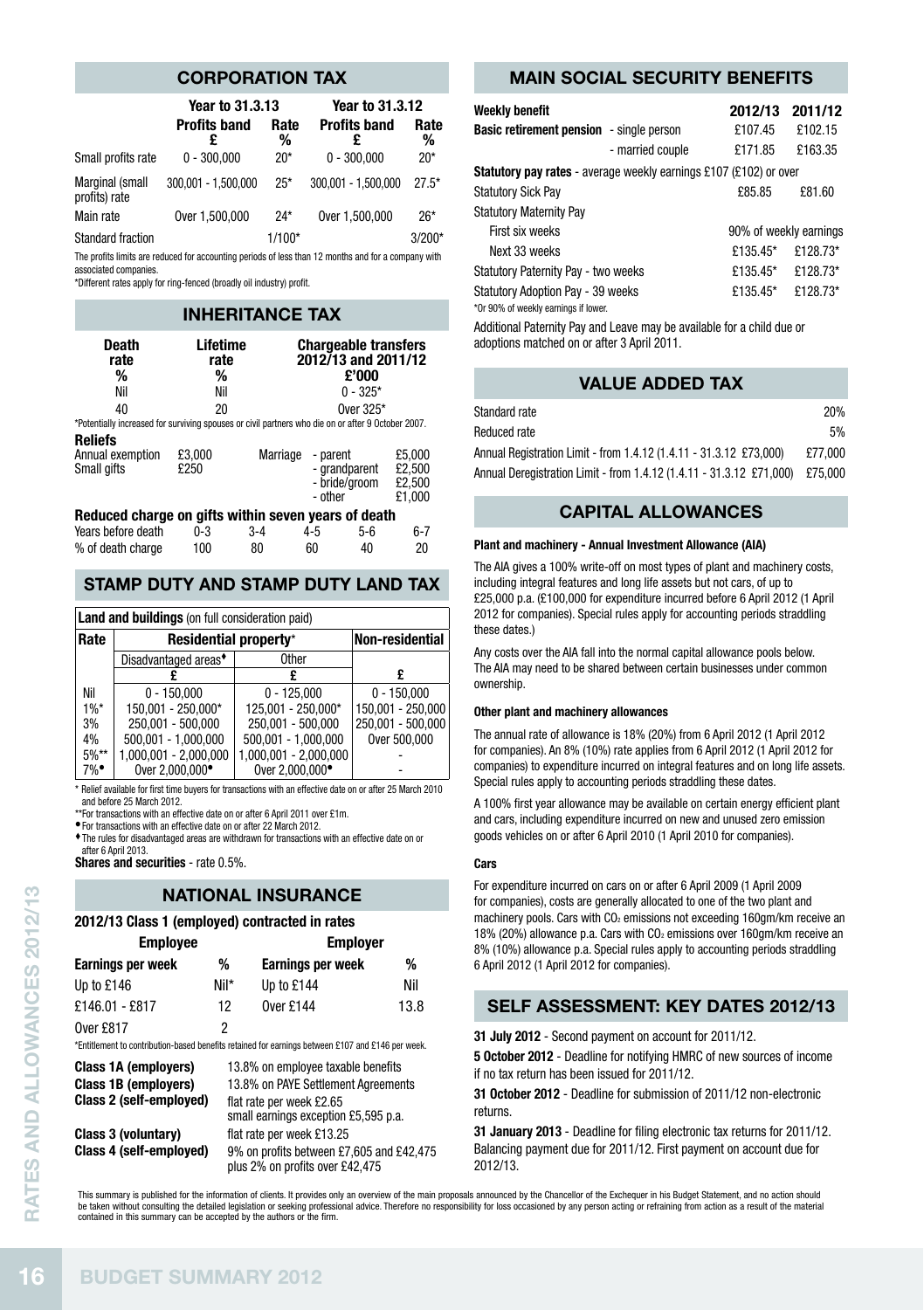## CORPORATION TAX

| | Year to 31.3.13 | | Year to 31.3.12 | |
|---|---|---|---|---|
| | Profits band £ | Rate % | Profits band £ | Rate % |
| Small profits rate | 0 - 300,000 | 20* | 0 - 300,000 | 20* |
| Marginal (small profits) rate | 300,001 - 1,500,000 | 25* | 300,001 - 1,500,000 | 27.5* |
| Main rate | Over 1,500,000 | 24* | Over 1,500,000 | 26* |
| Standard fraction | | 1/100* | | 3/200* |

The profits limits are reduced for accounting periods of less than 12 months and for a company with associated companies.

*Different rates apply for ring-fenced (broadly oil industry) profit.

## INHERITANCE TAX

| Death rate % | Lifetime rate % | Chargeable transfers 2012/13 and 2011/12 £'000 |
|---|---|---|
| Nil | Nil | 0 - 325* |
| 40 | 20 | Over 325* |

*Potentially increased for surviving spouses or civil partners who die on or after 9 October 2007.

**Reliefs**

| | | | | |
|---|---|---|---|---|
| Annual exemption | £3,000 | Marriage | - parent | £5,000 |
| Small gifts | £250 | | - grandparent | £2,500 |
| | | | - bride/groom | £2,500 |
| | | | - other | £1,000 |

**Reduced charge on gifts within seven years of death**

| Years before death | 0-3 | 3-4 | 4-5 | 5-6 | 6-7 |
|---|---|---|---|---|---|
| % of death charge | 100 | 80 | 60 | 40 | 20 |

## STAMP DUTY AND STAMP DUTY LAND TAX

**Land and buildings** (on full consideration paid)

| Rate | Residential property* | | Non-residential |
|---|---|---|---|
| | Disadvantaged areas♦ | Other | |
| | £ | £ | £ |
| Nil | 0 - 150,000 | 0 - 125,000 | 0 - 150,000 |
| 1%* | 150,001 - 250,000* | 125,001 - 250,000* | 150,001 - 250,000 |
| 3% | 250,001 - 500,000 | 250,001 - 500,000 | 250,001 - 500,000 |
| 4% | 500,001 - 1,000,000 | 500,001 - 1,000,000 | Over 500,000 |
| 5%** | 1,000,001 - 2,000,000 | 1,000,001 - 2,000,000 | - |
| 7%• | Over 2,000,000• | Over 2,000,000• | - |

\* Relief available for first time buyers for transactions with an effective date on or after 25 March 2010 and before 25 March 2012.

**For transactions with an effective date on or after 6 April 2011 over £1m.

•For transactions with an effective date on or after 22 March 2012.

♦The rules for disadvantaged areas are withdrawn for transactions with an effective date on or after 6 April 2013.

**Shares and securities** - rate 0.5%.

## NATIONAL INSURANCE

**2012/13 Class 1 (employed) contracted in rates**

| Employee | | Employer | |
|---|---|---|---|
| Earnings per week | % | Earnings per week | % |
| Up to £146 | Nil* | Up to £144 | Nil |
| £146.01 - £817 | 12 | Over £144 | 13.8 |
| Over £817 | 2 | | |

*Entitlement to contribution-based benefits retained for earnings between £107 and £146 per week.

| | |
|---|---|
| **Class 1A (employers)** | 13.8% on employee taxable benefits |
| **Class 1B (employers)** | 13.8% on PAYE Settlement Agreements |
| **Class 2 (self-employed)** | flat rate per week £2.65<br>small earnings exception £5,595 p.a. |
| **Class 3 (voluntary)** | flat rate per week £13.25 |
| **Class 4 (self-employed)** | 9% on profits between £7,605 and £42,475<br>plus 2% on profits over £42,475 |

## MAIN SOCIAL SECURITY BENEFITS

| Weekly benefit | | 2012/13 | 2011/12 |
|---|---|---|---|
| **Basic retirement pension** | - single person | £107.45 | £102.15 |
| | - married couple | £171.85 | £163.35 |
| **Statutory pay rates** - average weekly earnings £107 (£102) or over | | | |
| Statutory Sick Pay | | £85.85 | £81.60 |
| Statutory Maternity Pay | | | |
| First six weeks | | 90% of weekly earnings | |
| Next 33 weeks | | £135.45* | £128.73* |
| Statutory Paternity Pay - two weeks | | £135.45* | £128.73* |
| Statutory Adoption Pay - 39 weeks | | £135.45* | £128.73* |

*Or 90% of weekly earnings if lower.

Additional Paternity Pay and Leave may be available for a child due or adoptions matched on or after 3 April 2011.

## VALUE ADDED TAX

| | |
|---|---|
| Standard rate | 20% |
| Reduced rate | 5% |
| Annual Registration Limit - from 1.4.12 (1.4.11 - 31.3.12 £73,000) | £77,000 |
| Annual Deregistration Limit - from 1.4.12 (1.4.11 - 31.3.12 £71,000) | £75,000 |

## CAPITAL ALLOWANCES

**Plant and machinery - Annual Investment Allowance (AIA)**

The AIA gives a 100% write-off on most types of plant and machinery costs, including integral features and long life assets but not cars, of up to £25,000 p.a. (£100,000 for expenditure incurred before 6 April 2012 (1 April 2012 for companies). Special rules apply for accounting periods straddling these dates.)

Any costs over the AIA fall into the normal capital allowance pools below. The AIA may need to be shared between certain businesses under common ownership.

**Other plant and machinery allowances**

The annual rate of allowance is 18% (20%) from 6 April 2012 (1 April 2012 for companies). An 8% (10%) rate applies from 6 April 2012 (1 April 2012 for companies) to expenditure incurred on integral features and on long life assets. Special rules apply to accounting periods straddling these dates.

A 100% first year allowance may be available on certain energy efficient plant and cars, including expenditure incurred on new and unused zero emission goods vehicles on or after 6 April 2010 (1 April 2010 for companies).

**Cars**

For expenditure incurred on cars on or after 6 April 2009 (1 April 2009 for companies), costs are generally allocated to one of the two plant and machinery pools. Cars with $CO_2$ emissions not exceeding 160gm/km receive an 18% (20%) allowance p.a. Cars with $CO_2$ emissions over 160gm/km receive an 8% (10%) allowance p.a. Special rules apply to accounting periods straddling 6 April 2012 (1 April 2012 for companies).

## SELF ASSESSMENT: KEY DATES 2012/13

**31 July 2012** - Second payment on account for 2011/12.

**5 October 2012** - Deadline for notifying HMRC of new sources of income if no tax return has been issued for 2011/12.

**31 October 2012** - Deadline for submission of 2011/12 non-electronic returns.

**31 January 2013** - Deadline for filing electronic tax returns for 2011/12. Balancing payment due for 2011/12. First payment on account due for 2012/13.

This summary is published for the information of clients. It provides only an overview of the main proposals announced by the Chancellor of the Exchequer in his Budget Statement, and no action should be taken without consulting the detailed legislation or seeking professional advice. Therefore no responsibility for loss occasioned by any person acting or refraining from action as a result of the material contained in this summary can be accepted by the authors or the firm.